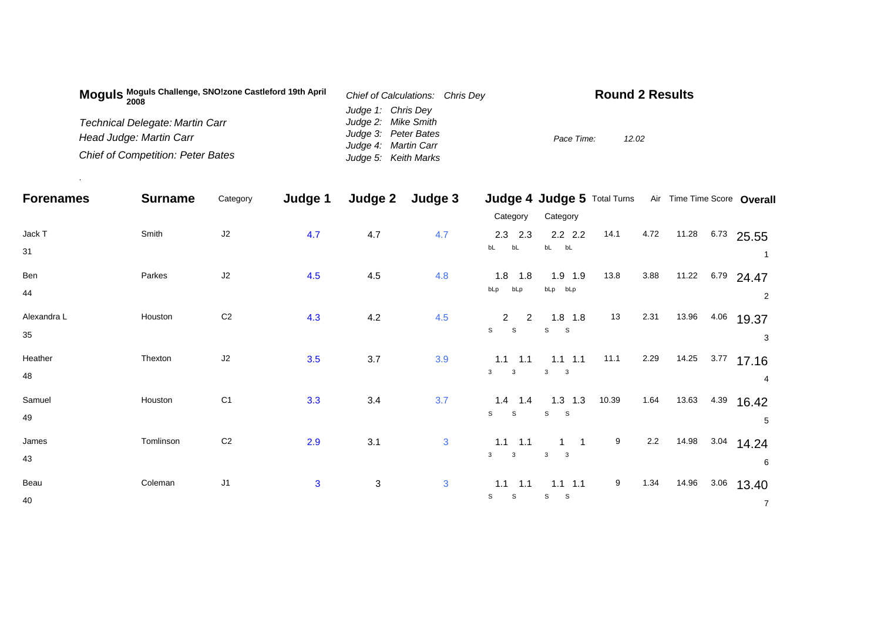**Moguls** **Moguls Challenge, SNO!zone Castleford 19th April 2008**

*Technical Delegate: Martin Carr*

*Head Judge: Martin Carr*

*Chief of Competition: Peter Bates*

*Chief of Calculations: Chris Dey*

*Judge 1: Chris Dey*
*Judge 2: Mike Smith*
*Judge 3: Peter Bates*
*Judge 4: Martin Carr*
*Judge 5: Keith Marks*

## Round 2 Results

*Pace Time: 12.02*

| Forenames | Surname | Category | Judge 1 | Judge 2 | Judge 3 | Judge 4 Category | | Judge 5 Category | | Total Turns | Air | Time | Time Score | Overall |
|---|---|---|---|---|---|---|---|---|---|---|---|---|---|---|
| Jack T<br>31 | Smith | J2 | 4.7 | 4.7 | 4.7 | 2.3<br>bL | 2.3<br>bL | 2.2<br>bL | 2.2<br>bL | 14.1 | 4.72 | 11.28 | 6.73 | 25.55<br>1 |
| Ben<br>44 | Parkes | J2 | 4.5 | 4.5 | 4.8 | 1.8<br>bLp | 1.8<br>bLp | 1.9<br>bLp | 1.9<br>bLp | 13.8 | 3.88 | 11.22 | 6.79 | 24.47<br>2 |
| Alexandra L<br>35 | Houston | C2 | 4.3 | 4.2 | 4.5 | 2<br>S | 2<br>S | 1.8<br>S | 1.8<br>S | 13 | 2.31 | 13.96 | 4.06 | 19.37<br>3 |
| Heather<br>48 | Thexton | J2 | 3.5 | 3.7 | 3.9 | 1.1<br>3 | 1.1<br>3 | 1.1<br>3 | 1.1<br>3 | 11.1 | 2.29 | 14.25 | 3.77 | 17.16<br>4 |
| Samuel<br>49 | Houston | C1 | 3.3 | 3.4 | 3.7 | 1.4<br>S | 1.4<br>S | 1.3<br>S | 1.3<br>S | 10.39 | 1.64 | 13.63 | 4.39 | 16.42<br>5 |
| James<br>43 | Tomlinson | C2 | 2.9 | 3.1 | 3 | 1.1<br>3 | 1.1<br>3 | 1<br>3 | 1<br>3 | 9 | 2.2 | 14.98 | 3.04 | 14.24<br>6 |
| Beau<br>40 | Coleman | J1 | 3 | 3 | 3 | 1.1<br>S | 1.1<br>S | 1.1<br>S | 1.1<br>S | 9 | 1.34 | 14.96 | 3.06 | 13.40<br>7 |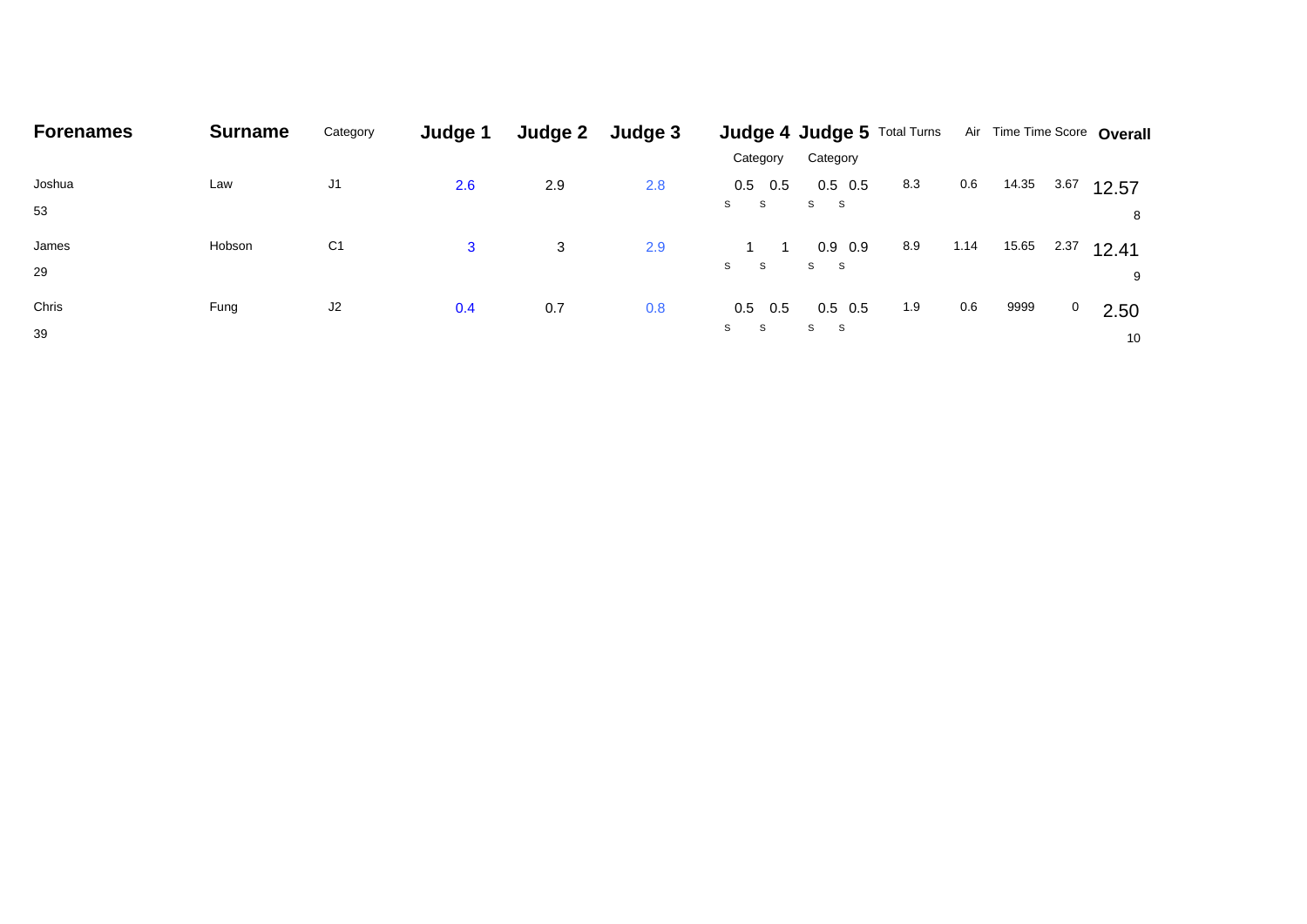| Forenames | Surname | Category | Judge 1 | Judge 2 | Judge 3 | Judge 4 Category | | Judge 5 Category | | Total Turns | Air | Time | Time Score | Overall |
|---|---|---|---|---|---|---|---|---|---|---|---|---|---|---|
| Joshua 53 | Law | J1 | 2.6 | 2.9 | 2.8 | 0.5 s | 0.5 s | 0.5 s | 0.5 s | 8.3 | 0.6 | 14.35 | 3.67 | 12.57 8 |
| James 29 | Hobson | C1 | 3 | 3 | 2.9 | 1 s | 1 s | 0.9 s | 0.9 s | 8.9 | 1.14 | 15.65 | 2.37 | 12.41 9 |
| Chris 39 | Fung | J2 | 0.4 | 0.7 | 0.8 | 0.5 s | 0.5 s | 0.5 s | 0.5 s | 1.9 | 0.6 | 9999 | 0 | 2.50 10 |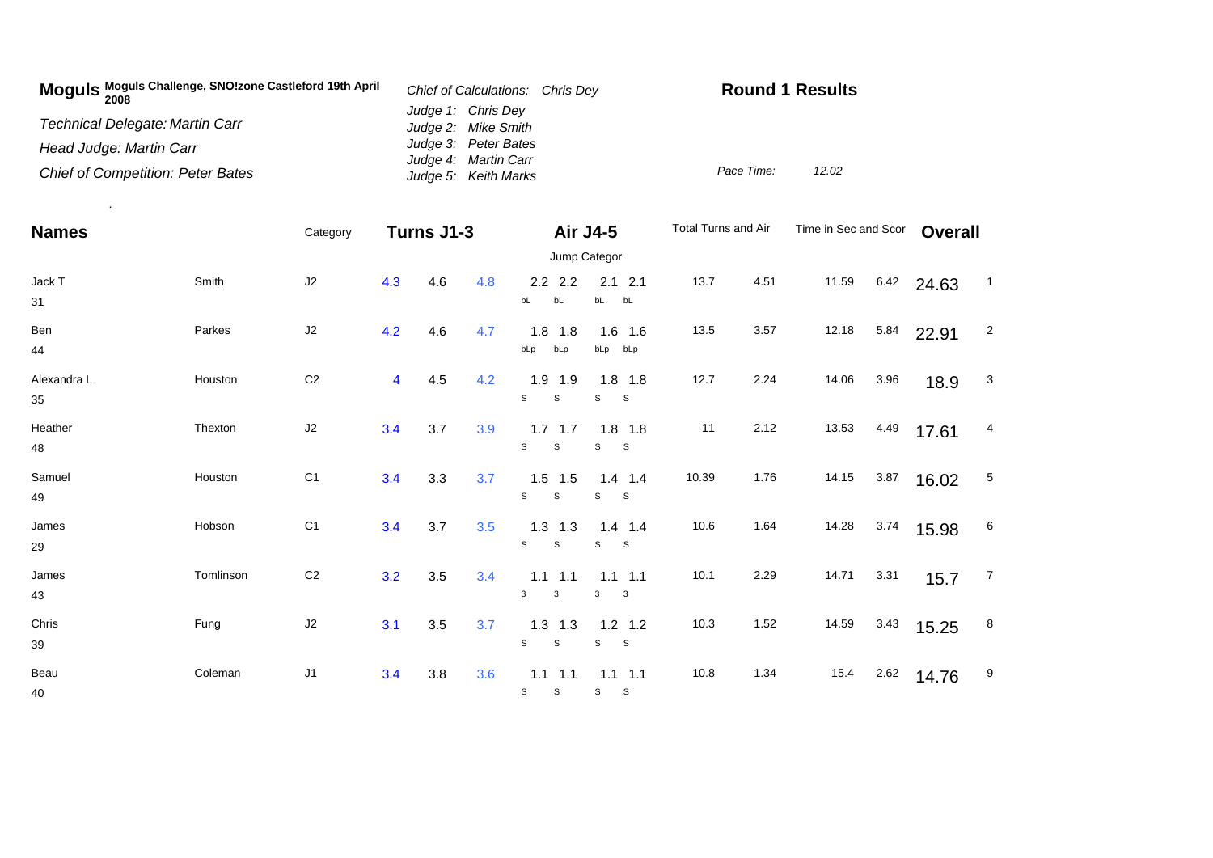**Moguls** **Moguls Challenge, SNO!zone Castleford 19th April 2008**

*Technical Delegate: Martin Carr*

*Head Judge: Martin Carr*

*Chief of Competition: Peter Bates*

*Chief of Calculations: Chris Dey*

*Judge 1: Chris Dey*
*Judge 2: Mike Smith*
*Judge 3: Peter Bates*
*Judge 4: Martin Carr*
*Judge 5: Keith Marks*

**Round 1 Results**

*Pace Time:* *12.02*

.

| Names | | Category | Turns J1-3 | | | Air J4-5 | | | | Total Turns and Air | | Time in Sec and Scor | | Overall | |
|---|---|---|---|---|---|---|---|---|---|---|---|---|---|---|---|
| | | | | | | Jump Categor | | | | | | | | | |
| Jack T 31 | Smith | J2 | 4.3 | 4.6 | 4.8 | 2.2 bL | 2.2 bL | 2.1 bL | 2.1 bL | 13.7 | 4.51 | 11.59 | 6.42 | 24.63 | 1 |
| Ben 44 | Parkes | J2 | 4.2 | 4.6 | 4.7 | 1.8 bLp | 1.8 bLp | 1.6 bLp | 1.6 bLp | 13.5 | 3.57 | 12.18 | 5.84 | 22.91 | 2 |
| Alexandra L 35 | Houston | C2 | 4 | 4.5 | 4.2 | 1.9 S | 1.9 S | 1.8 S | 1.8 S | 12.7 | 2.24 | 14.06 | 3.96 | 18.9 | 3 |
| Heather 48 | Thexton | J2 | 3.4 | 3.7 | 3.9 | 1.7 S | 1.7 S | 1.8 S | 1.8 S | 11 | 2.12 | 13.53 | 4.49 | 17.61 | 4 |
| Samuel 49 | Houston | C1 | 3.4 | 3.3 | 3.7 | 1.5 S | 1.5 S | 1.4 S | 1.4 S | 10.39 | 1.76 | 14.15 | 3.87 | 16.02 | 5 |
| James 29 | Hobson | C1 | 3.4 | 3.7 | 3.5 | 1.3 S | 1.3 S | 1.4 S | 1.4 S | 10.6 | 1.64 | 14.28 | 3.74 | 15.98 | 6 |
| James 43 | Tomlinson | C2 | 3.2 | 3.5 | 3.4 | 1.1 3 | 1.1 3 | 1.1 3 | 1.1 3 | 10.1 | 2.29 | 14.71 | 3.31 | 15.7 | 7 |
| Chris 39 | Fung | J2 | 3.1 | 3.5 | 3.7 | 1.3 S | 1.3 S | 1.2 S | 1.2 S | 10.3 | 1.52 | 14.59 | 3.43 | 15.25 | 8 |
| Beau 40 | Coleman | J1 | 3.4 | 3.8 | 3.6 | 1.1 S | 1.1 S | 1.1 S | 1.1 S | 10.8 | 1.34 | 15.4 | 2.62 | 14.76 | 9 |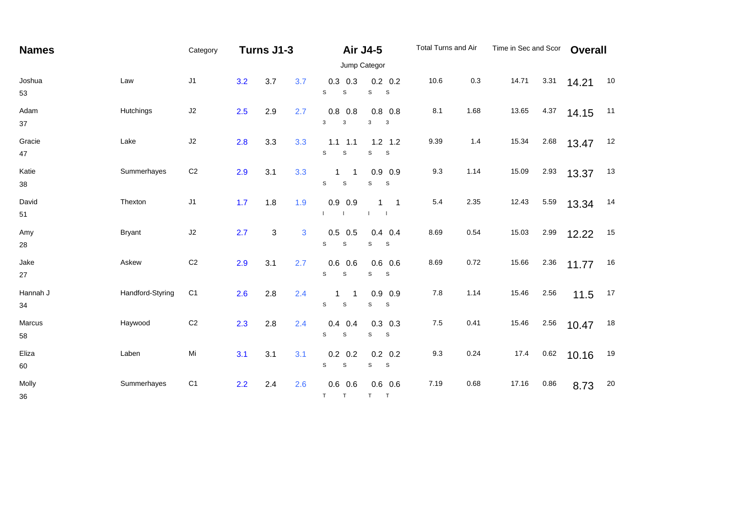| Names | | Category | Turns J1-3 | | | Air J4-5 | | | | Total Turns and Air | | Time in Sec and Scor | | Overall | |
|---|---|---|---|---|---|---|---|---|---|---|---|---|---|---|---|
| | | | | | | Jump Categor | | | | | | | | | |
| Joshua 53 | Law | J1 | 3.2 | 3.7 | 3.7 | 0.3 S | 0.3 S | 0.2 S | 0.2 S | 10.6 | 0.3 | 14.71 | 3.31 | 14.21 | 10 |
| Adam 37 | Hutchings | J2 | 2.5 | 2.9 | 2.7 | 0.8 3 | 0.8 3 | 0.8 3 | 0.8 3 | 8.1 | 1.68 | 13.65 | 4.37 | 14.15 | 11 |
| Gracie 47 | Lake | J2 | 2.8 | 3.3 | 3.3 | 1.1 S | 1.1 S | 1.2 S | 1.2 S | 9.39 | 1.4 | 15.34 | 2.68 | 13.47 | 12 |
| Katie 38 | Summerhayes | C2 | 2.9 | 3.1 | 3.3 | 1 S | 1 S | 0.9 S | 0.9 S | 9.3 | 1.14 | 15.09 | 2.93 | 13.37 | 13 |
| David 51 | Thexton | J1 | 1.7 | 1.8 | 1.9 | 0.9 I | 0.9 I | 1 I | 1 I | 5.4 | 2.35 | 12.43 | 5.59 | 13.34 | 14 |
| Amy 28 | Bryant | J2 | 2.7 | 3 | 3 | 0.5 S | 0.5 S | 0.4 S | 0.4 S | 8.69 | 0.54 | 15.03 | 2.99 | 12.22 | 15 |
| Jake 27 | Askew | C2 | 2.9 | 3.1 | 2.7 | 0.6 S | 0.6 S | 0.6 S | 0.6 S | 8.69 | 0.72 | 15.66 | 2.36 | 11.77 | 16 |
| Hannah J 34 | Handford-Styring | C1 | 2.6 | 2.8 | 2.4 | 1 S | 1 S | 0.9 S | 0.9 S | 7.8 | 1.14 | 15.46 | 2.56 | 11.5 | 17 |
| Marcus 58 | Haywood | C2 | 2.3 | 2.8 | 2.4 | 0.4 S | 0.4 S | 0.3 S | 0.3 S | 7.5 | 0.41 | 15.46 | 2.56 | 10.47 | 18 |
| Eliza 60 | Laben | Mi | 3.1 | 3.1 | 3.1 | 0.2 S | 0.2 S | 0.2 S | 0.2 S | 9.3 | 0.24 | 17.4 | 0.62 | 10.16 | 19 |
| Molly 36 | Summerhayes | C1 | 2.2 | 2.4 | 2.6 | 0.6 T | 0.6 T | 0.6 T | 0.6 T | 7.19 | 0.68 | 17.16 | 0.86 | 8.73 | 20 |